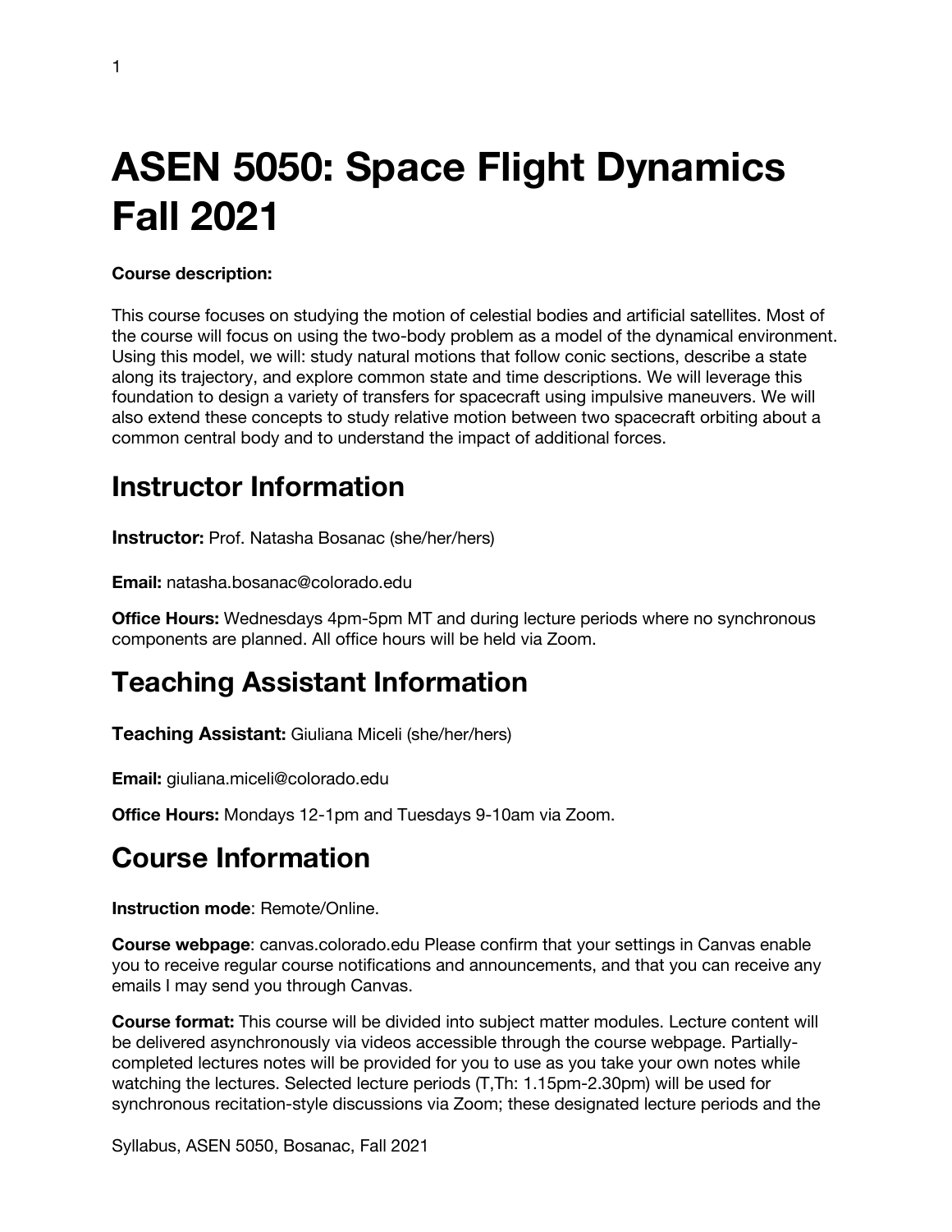# ASEN 5050: Space Flight Dynamics Fall 2021

**Course description:**

This course focuses on studying the motion of celestial bodies and artificial satellites. Most of the course will focus on using the two-body problem as a model of the dynamical environment. Using this model, we will: study natural motions that follow conic sections, describe a state along its trajectory, and explore common state and time descriptions. We will leverage this foundation to design a variety of transfers for spacecraft using impulsive maneuvers. We will also extend these concepts to study relative motion between two spacecraft orbiting about a common central body and to understand the impact of additional forces.

## Instructor Information

**Instructor:** Prof. Natasha Bosanac (she/her/hers)

**Email:** natasha.bosanac@colorado.edu

**Office Hours:** Wednesdays 4pm-5pm MT and during lecture periods where no synchronous components are planned. All office hours will be held via Zoom.

## Teaching Assistant Information

**Teaching Assistant:** Giuliana Miceli (she/her/hers)

**Email:** giuliana.miceli@colorado.edu

**Office Hours:** Mondays 12-1pm and Tuesdays 9-10am via Zoom.

## Course Information

**Instruction mode**: Remote/Online.

**Course webpage**: canvas.colorado.edu Please confirm that your settings in Canvas enable you to receive regular course notifications and announcements, and that you can receive any emails I may send you through Canvas.

**Course format:** This course will be divided into subject matter modules. Lecture content will be delivered asynchronously via videos accessible through the course webpage. Partially-completed lectures notes will be provided for you to use as you take your own notes while watching the lectures. Selected lecture periods (T,Th: 1.15pm-2.30pm) will be used for synchronous recitation-style discussions via Zoom; these designated lecture periods and the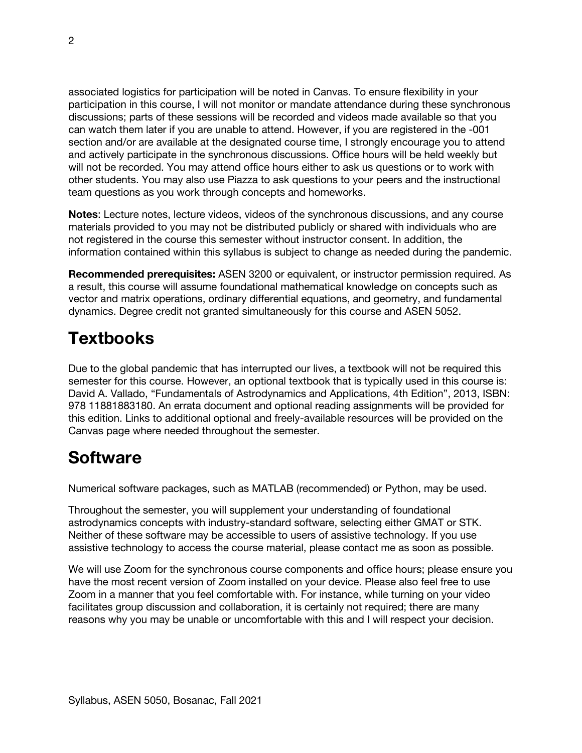associated logistics for participation will be noted in Canvas. To ensure flexibility in your participation in this course, I will not monitor or mandate attendance during these synchronous discussions; parts of these sessions will be recorded and videos made available so that you can watch them later if you are unable to attend. However, if you are registered in the -001 section and/or are available at the designated course time, I strongly encourage you to attend and actively participate in the synchronous discussions. Office hours will be held weekly but will not be recorded. You may attend office hours either to ask us questions or to work with other students. You may also use Piazza to ask questions to your peers and the instructional team questions as you work through concepts and homeworks.

**Notes**: Lecture notes, lecture videos, videos of the synchronous discussions, and any course materials provided to you may not be distributed publicly or shared with individuals who are not registered in the course this semester without instructor consent. In addition, the information contained within this syllabus is subject to change as needed during the pandemic.

**Recommended prerequisites:** ASEN 3200 or equivalent, or instructor permission required. As a result, this course will assume foundational mathematical knowledge on concepts such as vector and matrix operations, ordinary differential equations, and geometry, and fundamental dynamics. Degree credit not granted simultaneously for this course and ASEN 5052.

# Textbooks

Due to the global pandemic that has interrupted our lives, a textbook will not be required this semester for this course. However, an optional textbook that is typically used in this course is: David A. Vallado, "Fundamentals of Astrodynamics and Applications, 4th Edition", 2013, ISBN: 978 11881883180. An errata document and optional reading assignments will be provided for this edition. Links to additional optional and freely-available resources will be provided on the Canvas page where needed throughout the semester.

# Software

Numerical software packages, such as MATLAB (recommended) or Python, may be used.

Throughout the semester, you will supplement your understanding of foundational astrodynamics concepts with industry-standard software, selecting either GMAT or STK. Neither of these software may be accessible to users of assistive technology. If you use assistive technology to access the course material, please contact me as soon as possible.

We will use Zoom for the synchronous course components and office hours; please ensure you have the most recent version of Zoom installed on your device. Please also feel free to use Zoom in a manner that you feel comfortable with. For instance, while turning on your video facilitates group discussion and collaboration, it is certainly not required; there are many reasons why you may be unable or uncomfortable with this and I will respect your decision.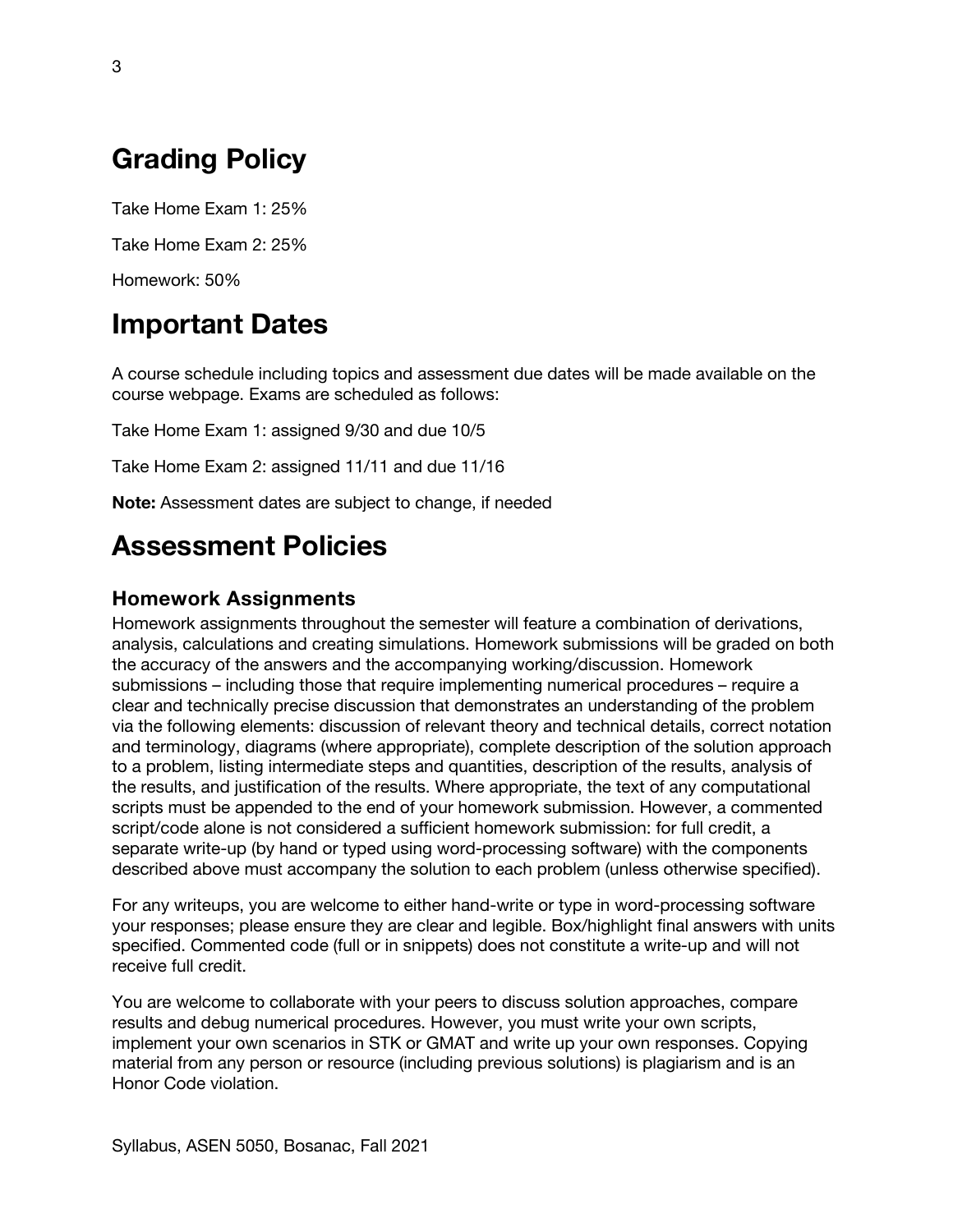# Grading Policy

Take Home Exam 1: 25%

Take Home Exam 2: 25%

Homework: 50%

# Important Dates

A course schedule including topics and assessment due dates will be made available on the course webpage. Exams are scheduled as follows:

Take Home Exam 1: assigned 9/30 and due 10/5

Take Home Exam 2: assigned 11/11 and due 11/16

**Note:** Assessment dates are subject to change, if needed

# Assessment Policies

## Homework Assignments

Homework assignments throughout the semester will feature a combination of derivations, analysis, calculations and creating simulations. Homework submissions will be graded on both the accuracy of the answers and the accompanying working/discussion. Homework submissions – including those that require implementing numerical procedures – require a clear and technically precise discussion that demonstrates an understanding of the problem via the following elements: discussion of relevant theory and technical details, correct notation and terminology, diagrams (where appropriate), complete description of the solution approach to a problem, listing intermediate steps and quantities, description of the results, analysis of the results, and justification of the results. Where appropriate, the text of any computational scripts must be appended to the end of your homework submission. However, a commented script/code alone is not considered a sufficient homework submission: for full credit, a separate write-up (by hand or typed using word-processing software) with the components described above must accompany the solution to each problem (unless otherwise specified).

For any writeups, you are welcome to either hand-write or type in word-processing software your responses; please ensure they are clear and legible. Box/highlight final answers with units specified. Commented code (full or in snippets) does not constitute a write-up and will not receive full credit.

You are welcome to collaborate with your peers to discuss solution approaches, compare results and debug numerical procedures. However, you must write your own scripts, implement your own scenarios in STK or GMAT and write up your own responses. Copying material from any person or resource (including previous solutions) is plagiarism and is an Honor Code violation.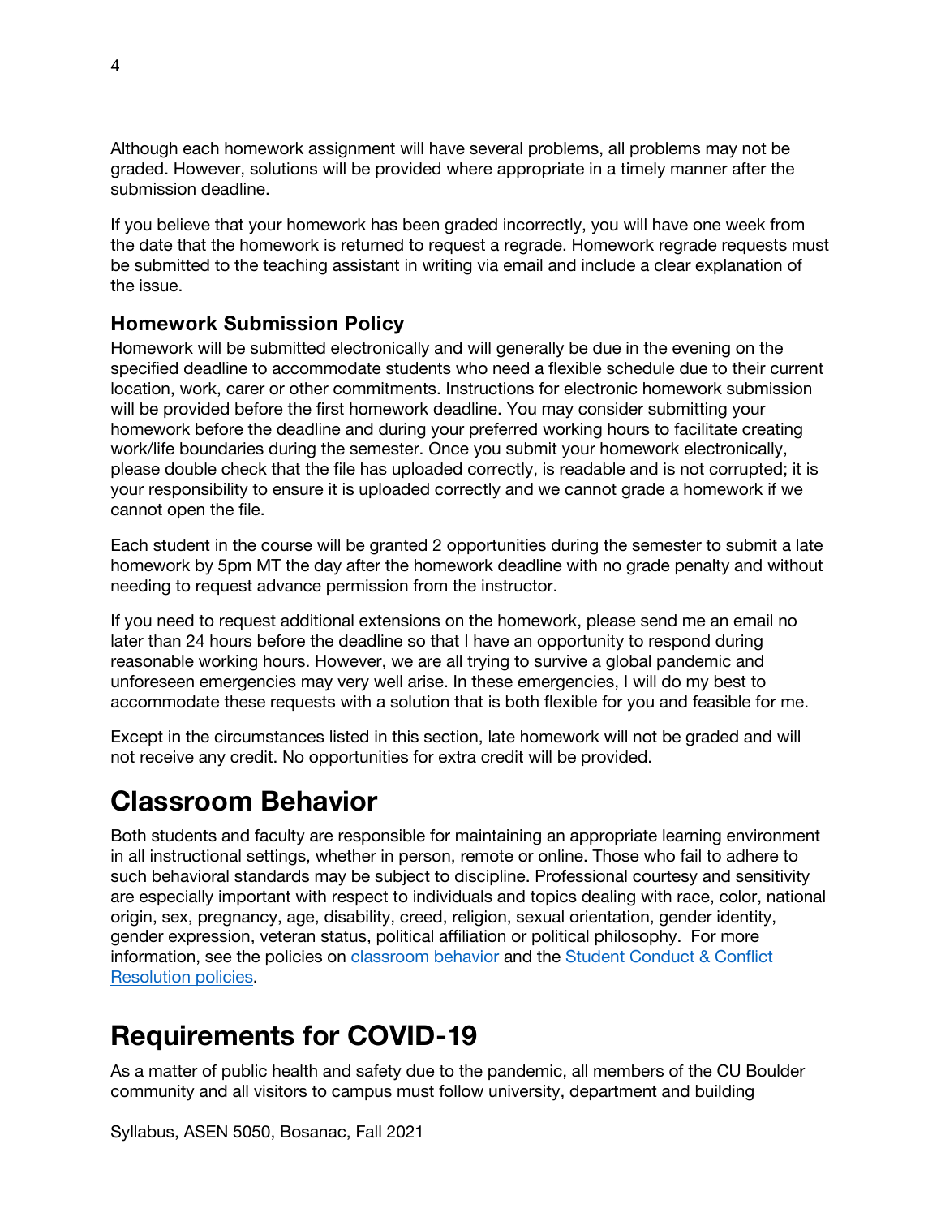Although each homework assignment will have several problems, all problems may not be graded. However, solutions will be provided where appropriate in a timely manner after the submission deadline.

If you believe that your homework has been graded incorrectly, you will have one week from the date that the homework is returned to request a regrade. Homework regrade requests must be submitted to the teaching assistant in writing via email and include a clear explanation of the issue.

### Homework Submission Policy

Homework will be submitted electronically and will generally be due in the evening on the specified deadline to accommodate students who need a flexible schedule due to their current location, work, carer or other commitments. Instructions for electronic homework submission will be provided before the first homework deadline. You may consider submitting your homework before the deadline and during your preferred working hours to facilitate creating work/life boundaries during the semester. Once you submit your homework electronically, please double check that the file has uploaded correctly, is readable and is not corrupted; it is your responsibility to ensure it is uploaded correctly and we cannot grade a homework if we cannot open the file.

Each student in the course will be granted 2 opportunities during the semester to submit a late homework by 5pm MT the day after the homework deadline with no grade penalty and without needing to request advance permission from the instructor.

If you need to request additional extensions on the homework, please send me an email no later than 24 hours before the deadline so that I have an opportunity to respond during reasonable working hours. However, we are all trying to survive a global pandemic and unforeseen emergencies may very well arise. In these emergencies, I will do my best to accommodate these requests with a solution that is both flexible for you and feasible for me.

Except in the circumstances listed in this section, late homework will not be graded and will not receive any credit. No opportunities for extra credit will be provided.

# Classroom Behavior

Both students and faculty are responsible for maintaining an appropriate learning environment in all instructional settings, whether in person, remote or online. Those who fail to adhere to such behavioral standards may be subject to discipline. Professional courtesy and sensitivity are especially important with respect to individuals and topics dealing with race, color, national origin, sex, pregnancy, age, disability, creed, religion, sexual orientation, gender identity, gender expression, veteran status, political affiliation or political philosophy. For more information, see the policies on classroom behavior and the Student Conduct & Conflict Resolution policies.

# Requirements for COVID-19

As a matter of public health and safety due to the pandemic, all members of the CU Boulder community and all visitors to campus must follow university, department and building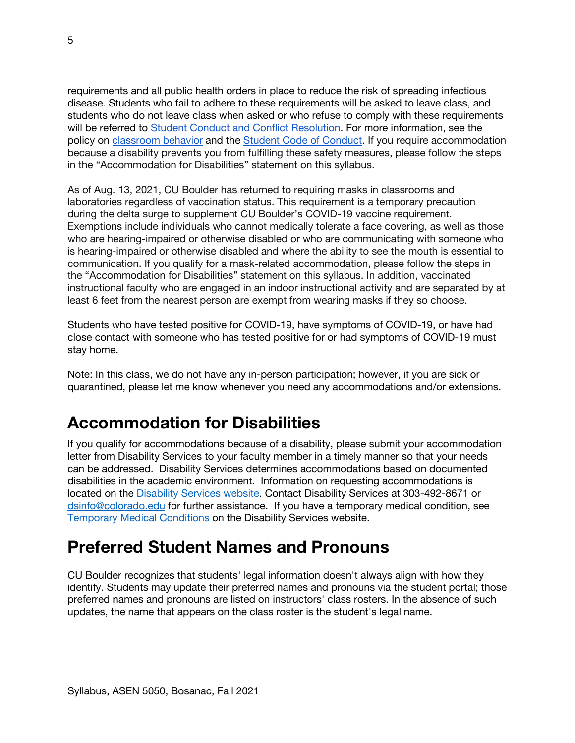requirements and all public health orders in place to reduce the risk of spreading infectious disease. Students who fail to adhere to these requirements will be asked to leave class, and students who do not leave class when asked or who refuse to comply with these requirements will be referred to [Student Conduct and Conflict Resolution](). For more information, see the policy on [classroom behavior]() and the [Student Code of Conduct](). If you require accommodation because a disability prevents you from fulfilling these safety measures, please follow the steps in the "Accommodation for Disabilities" statement on this syllabus.

As of Aug. 13, 2021, CU Boulder has returned to requiring masks in classrooms and laboratories regardless of vaccination status. This requirement is a temporary precaution during the delta surge to supplement CU Boulder's COVID-19 vaccine requirement. Exemptions include individuals who cannot medically tolerate a face covering, as well as those who are hearing-impaired or otherwise disabled or who are communicating with someone who is hearing-impaired or otherwise disabled and where the ability to see the mouth is essential to communication. If you qualify for a mask-related accommodation, please follow the steps in the "Accommodation for Disabilities" statement on this syllabus. In addition, vaccinated instructional faculty who are engaged in an indoor instructional activity and are separated by at least 6 feet from the nearest person are exempt from wearing masks if they so choose.

Students who have tested positive for COVID-19, have symptoms of COVID-19, or have had close contact with someone who has tested positive for or had symptoms of COVID-19 must stay home.

Note: In this class, we do not have any in-person participation; however, if you are sick or quarantined, please let me know whenever you need any accommodations and/or extensions.

# Accommodation for Disabilities

If you qualify for accommodations because of a disability, please submit your accommodation letter from Disability Services to your faculty member in a timely manner so that your needs can be addressed. Disability Services determines accommodations based on documented disabilities in the academic environment. Information on requesting accommodations is located on the [Disability Services website](). Contact Disability Services at 303-492-8671 or [dsinfo@colorado.edu](mailto:dsinfo@colorado.edu) for further assistance. If you have a temporary medical condition, see [Temporary Medical Conditions]() on the Disability Services website.

# Preferred Student Names and Pronouns

CU Boulder recognizes that students' legal information doesn't always align with how they identify. Students may update their preferred names and pronouns via the student portal; those preferred names and pronouns are listed on instructors' class rosters. In the absence of such updates, the name that appears on the class roster is the student's legal name.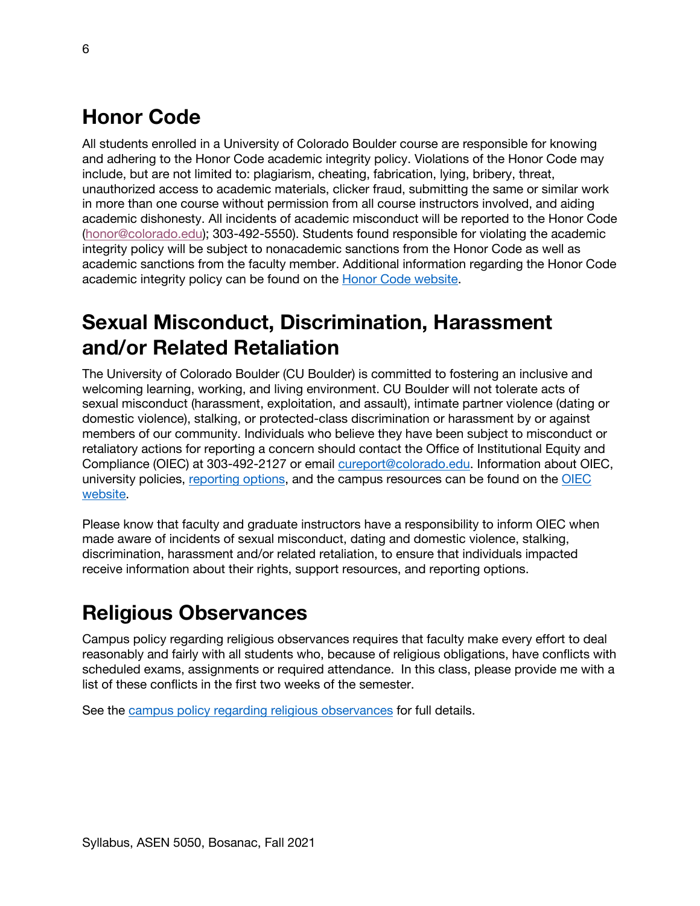## Honor Code

All students enrolled in a University of Colorado Boulder course are responsible for knowing and adhering to the Honor Code academic integrity policy. Violations of the Honor Code may include, but are not limited to: plagiarism, cheating, fabrication, lying, bribery, threat, unauthorized access to academic materials, clicker fraud, submitting the same or similar work in more than one course without permission from all course instructors involved, and aiding academic dishonesty. All incidents of academic misconduct will be reported to the Honor Code (honor@colorado.edu); 303-492-5550). Students found responsible for violating the academic integrity policy will be subject to nonacademic sanctions from the Honor Code as well as academic sanctions from the faculty member. Additional information regarding the Honor Code academic integrity policy can be found on the Honor Code website.

## Sexual Misconduct, Discrimination, Harassment and/or Related Retaliation

The University of Colorado Boulder (CU Boulder) is committed to fostering an inclusive and welcoming learning, working, and living environment. CU Boulder will not tolerate acts of sexual misconduct (harassment, exploitation, and assault), intimate partner violence (dating or domestic violence), stalking, or protected-class discrimination or harassment by or against members of our community. Individuals who believe they have been subject to misconduct or retaliatory actions for reporting a concern should contact the Office of Institutional Equity and Compliance (OIEC) at 303-492-2127 or email cureport@colorado.edu. Information about OIEC, university policies, reporting options, and the campus resources can be found on the OIEC website.

Please know that faculty and graduate instructors have a responsibility to inform OIEC when made aware of incidents of sexual misconduct, dating and domestic violence, stalking, discrimination, harassment and/or related retaliation, to ensure that individuals impacted receive information about their rights, support resources, and reporting options.

## Religious Observances

Campus policy regarding religious observances requires that faculty make every effort to deal reasonably and fairly with all students who, because of religious obligations, have conflicts with scheduled exams, assignments or required attendance. In this class, please provide me with a list of these conflicts in the first two weeks of the semester.

See the campus policy regarding religious observances for full details.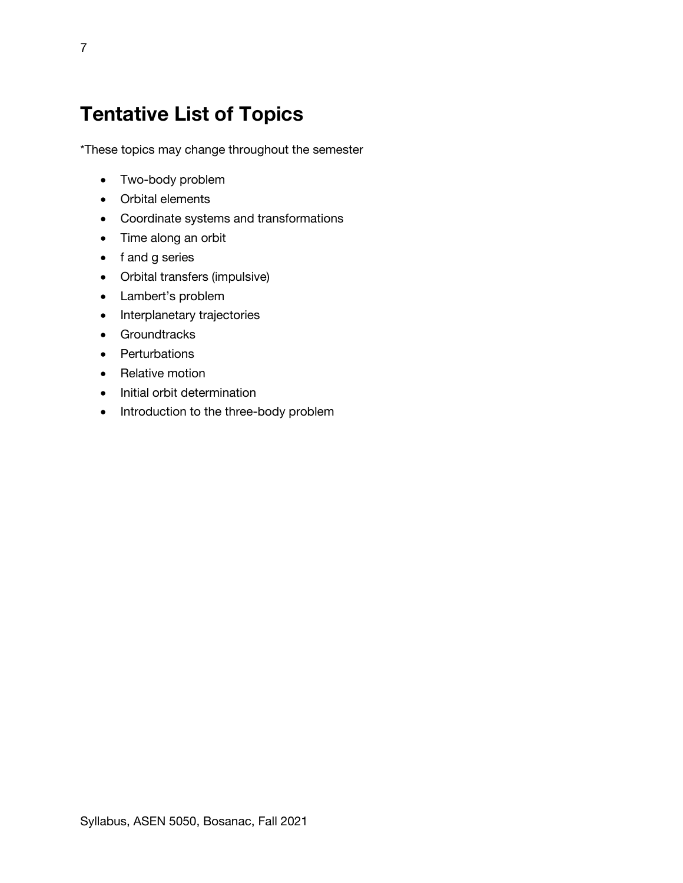# Tentative List of Topics

*These topics may change throughout the semester

- Two-body problem
- Orbital elements
- Coordinate systems and transformations
- Time along an orbit
- f and g series
- Orbital transfers (impulsive)
- Lambert's problem
- Interplanetary trajectories
- Groundtracks
- Perturbations
- Relative motion
- Initial orbit determination
- Introduction to the three-body problem